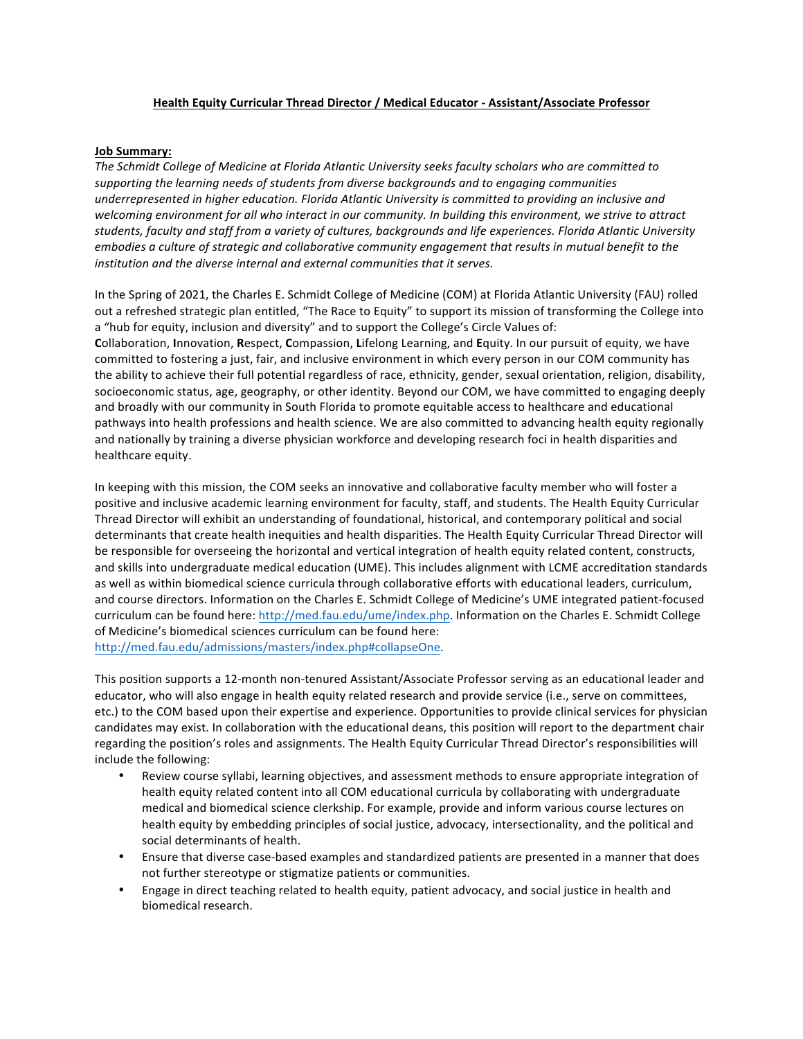**Health Equity Curricular Thread Director / Medical Educator - Assistant/Associate Professor**

**Job Summary:**

*The Schmidt College of Medicine at Florida Atlantic University seeks faculty scholars who are committed to supporting the learning needs of students from diverse backgrounds and to engaging communities underrepresented in higher education. Florida Atlantic University is committed to providing an inclusive and welcoming environment for all who interact in our community. In building this environment, we strive to attract students, faculty and staff from a variety of cultures, backgrounds and life experiences. Florida Atlantic University embodies a culture of strategic and collaborative community engagement that results in mutual benefit to the institution and the diverse internal and external communities that it serves.*

In the Spring of 2021, the Charles E. Schmidt College of Medicine (COM) at Florida Atlantic University (FAU) rolled out a refreshed strategic plan entitled, "The Race to Equity" to support its mission of transforming the College into a "hub for equity, inclusion and diversity" and to support the College's Circle Values of: **C**ollaboration, **I**nnovation, **R**espect, **C**ompassion, **L**ifelong Learning, and **E**quity. In our pursuit of equity, we have committed to fostering a just, fair, and inclusive environment in which every person in our COM community has the ability to achieve their full potential regardless of race, ethnicity, gender, sexual orientation, religion, disability, socioeconomic status, age, geography, or other identity. Beyond our COM, we have committed to engaging deeply and broadly with our community in South Florida to promote equitable access to healthcare and educational pathways into health professions and health science. We are also committed to advancing health equity regionally and nationally by training a diverse physician workforce and developing research foci in health disparities and healthcare equity.

In keeping with this mission, the COM seeks an innovative and collaborative faculty member who will foster a positive and inclusive academic learning environment for faculty, staff, and students. The Health Equity Curricular Thread Director will exhibit an understanding of foundational, historical, and contemporary political and social determinants that create health inequities and health disparities. The Health Equity Curricular Thread Director will be responsible for overseeing the horizontal and vertical integration of health equity related content, constructs, and skills into undergraduate medical education (UME). This includes alignment with LCME accreditation standards as well as within biomedical science curricula through collaborative efforts with educational leaders, curriculum, and course directors. Information on the Charles E. Schmidt College of Medicine's UME integrated patient-focused curriculum can be found here: http://med.fau.edu/ume/index.php. Information on the Charles E. Schmidt College of Medicine's biomedical sciences curriculum can be found here: http://med.fau.edu/admissions/masters/index.php#collapseOne.

This position supports a 12-month non-tenured Assistant/Associate Professor serving as an educational leader and educator, who will also engage in health equity related research and provide service (i.e., serve on committees, etc.) to the COM based upon their expertise and experience. Opportunities to provide clinical services for physician candidates may exist. In collaboration with the educational deans, this position will report to the department chair regarding the position's roles and assignments. The Health Equity Curricular Thread Director's responsibilities will include the following:

- Review course syllabi, learning objectives, and assessment methods to ensure appropriate integration of health equity related content into all COM educational curricula by collaborating with undergraduate medical and biomedical science clerkship. For example, provide and inform various course lectures on health equity by embedding principles of social justice, advocacy, intersectionality, and the political and social determinants of health.
- Ensure that diverse case-based examples and standardized patients are presented in a manner that does not further stereotype or stigmatize patients or communities.
- Engage in direct teaching related to health equity, patient advocacy, and social justice in health and biomedical research.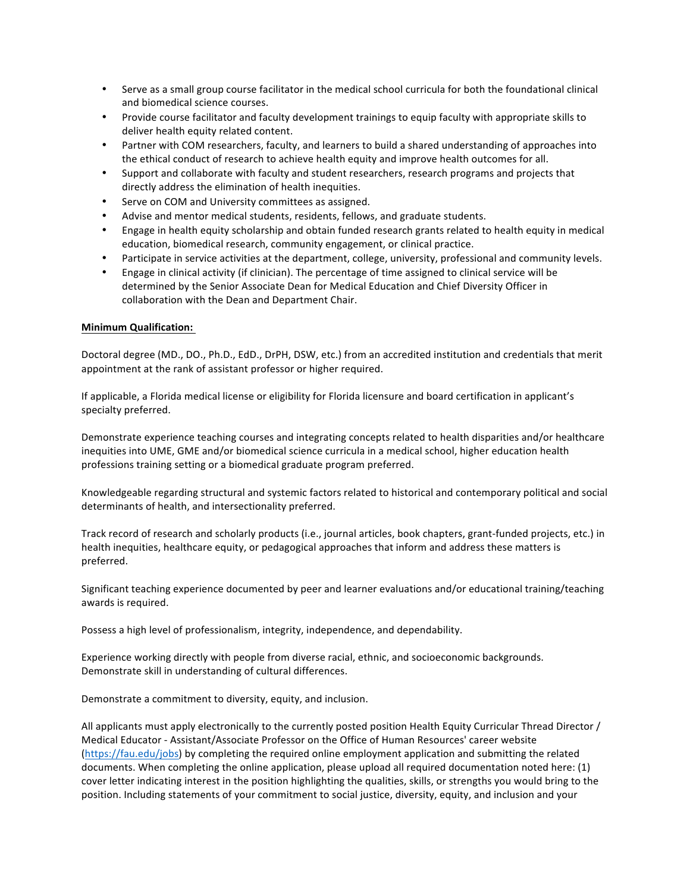- Serve as a small group course facilitator in the medical school curricula for both the foundational clinical and biomedical science courses.
- Provide course facilitator and faculty development trainings to equip faculty with appropriate skills to deliver health equity related content.
- Partner with COM researchers, faculty, and learners to build a shared understanding of approaches into the ethical conduct of research to achieve health equity and improve health outcomes for all.
- Support and collaborate with faculty and student researchers, research programs and projects that directly address the elimination of health inequities.
- Serve on COM and University committees as assigned.
- Advise and mentor medical students, residents, fellows, and graduate students.
- Engage in health equity scholarship and obtain funded research grants related to health equity in medical education, biomedical research, community engagement, or clinical practice.
- Participate in service activities at the department, college, university, professional and community levels.
- Engage in clinical activity (if clinician). The percentage of time assigned to clinical service will be determined by the Senior Associate Dean for Medical Education and Chief Diversity Officer in collaboration with the Dean and Department Chair.

**Minimum Qualification:**

Doctoral degree (MD., DO., Ph.D., EdD., DrPH, DSW, etc.) from an accredited institution and credentials that merit appointment at the rank of assistant professor or higher required.

If applicable, a Florida medical license or eligibility for Florida licensure and board certification in applicant's specialty preferred.

Demonstrate experience teaching courses and integrating concepts related to health disparities and/or healthcare inequities into UME, GME and/or biomedical science curricula in a medical school, higher education health professions training setting or a biomedical graduate program preferred.

Knowledgeable regarding structural and systemic factors related to historical and contemporary political and social determinants of health, and intersectionality preferred.

Track record of research and scholarly products (i.e., journal articles, book chapters, grant-funded projects, etc.) in health inequities, healthcare equity, or pedagogical approaches that inform and address these matters is preferred.

Significant teaching experience documented by peer and learner evaluations and/or educational training/teaching awards is required.

Possess a high level of professionalism, integrity, independence, and dependability.

Experience working directly with people from diverse racial, ethnic, and socioeconomic backgrounds. Demonstrate skill in understanding of cultural differences.

Demonstrate a commitment to diversity, equity, and inclusion.

All applicants must apply electronically to the currently posted position Health Equity Curricular Thread Director / Medical Educator - Assistant/Associate Professor on the Office of Human Resources' career website (https://fau.edu/jobs) by completing the required online employment application and submitting the related documents. When completing the online application, please upload all required documentation noted here: (1) cover letter indicating interest in the position highlighting the qualities, skills, or strengths you would bring to the position. Including statements of your commitment to social justice, diversity, equity, and inclusion and your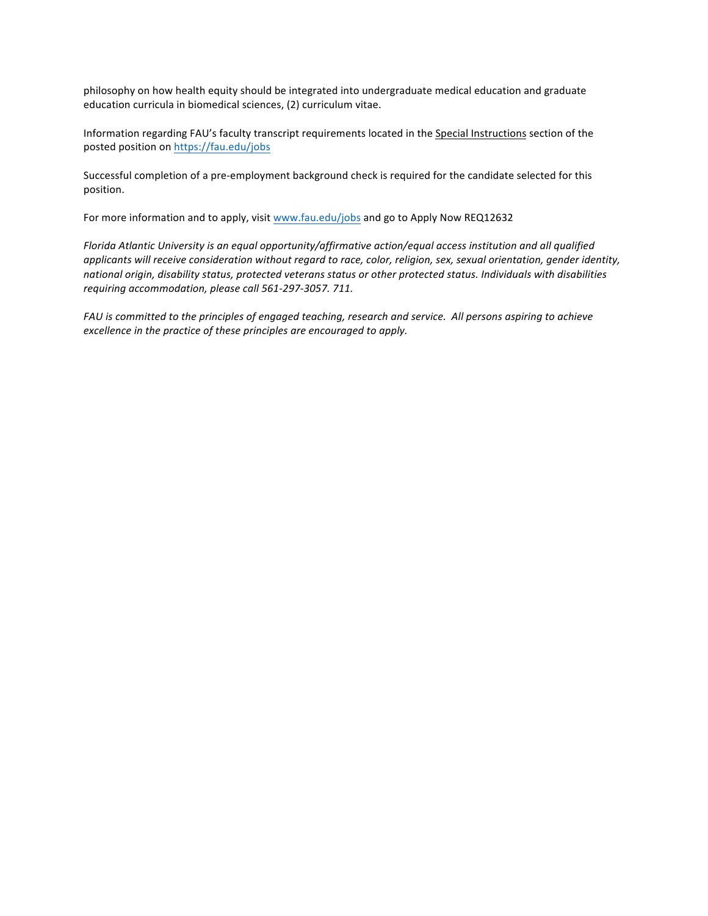philosophy on how health equity should be integrated into undergraduate medical education and graduate education curricula in biomedical sciences, (2) curriculum vitae.

Information regarding FAU's faculty transcript requirements located in the Special Instructions section of the posted position on https://fau.edu/jobs

Successful completion of a pre-employment background check is required for the candidate selected for this position.

For more information and to apply, visit www.fau.edu/jobs and go to Apply Now REQ12632

*Florida Atlantic University is an equal opportunity/affirmative action/equal access institution and all qualified applicants will receive consideration without regard to race, color, religion, sex, sexual orientation, gender identity, national origin, disability status, protected veterans status or other protected status. Individuals with disabilities requiring accommodation, please call 561-297-3057. 711.*

*FAU is committed to the principles of engaged teaching, research and service. All persons aspiring to achieve excellence in the practice of these principles are encouraged to apply.*